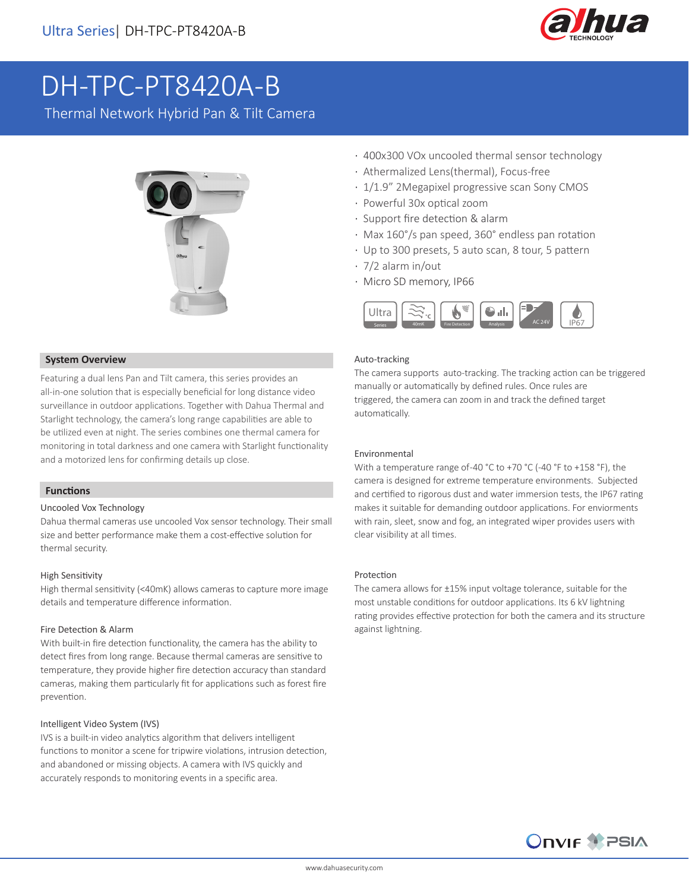# DH-TPC-PT8420A-B

Thermal Network Hybrid Pan & Tilt Camera

- 400x300 VOx uncooled thermal sensor technology
- Athermalized Lens(thermal), Focus-free
- 1/1.9" 2Megapixel progressive scan Sony CMOS
- Powerful 30x optical zoom
- Support fire detection & alarm
- Max 160°/s pan speed, 360° endless pan rotation
- Up to 300 presets, 5 auto scan, 8 tour, 5 pattern
- 7/2 alarm in/out
- Micro SD memory, IP66

## System Overview

Featuring a dual lens Pan and Tilt camera, this series provides an all-in-one solution that is especially beneficial for long distance video surveillance in outdoor applications. Together with Dahua Thermal and Starlight technology, the camera's long range capabilities are able to be utilized even at night. The series combines one thermal camera for monitoring in total darkness and one camera with Starlight functionality and a motorized lens for confirming details up close.

## Functions

### Uncooled Vox Technology

Dahua thermal cameras use uncooled Vox sensor technology. Their small size and better performance make them a cost-effective solution for thermal security.

### High Sensitivity

High thermal sensitivity (<40mK) allows cameras to capture more image details and temperature difference information.

### Fire Detection & Alarm

With built-in fire detection functionality, the camera has the ability to detect fires from long range. Because thermal cameras are sensitive to temperature, they provide higher fire detection accuracy than standard cameras, making them particularly fit for applications such as forest fire prevention.

### Intelligent Video System (IVS)

IVS is a built-in video analytics algorithm that delivers intelligent functions to monitor a scene for tripwire violations, intrusion detection, and abandoned or missing objects. A camera with IVS quickly and accurately responds to monitoring events in a specific area.

### Auto-tracking

The camera supports auto-tracking. The tracking action can be triggered manually or automatically by defined rules. Once rules are triggered, the camera can zoom in and track the defined target automatically.

### Environmental

With a temperature range of-40 °C to +70 °C (-40 °F to +158 °F), the camera is designed for extreme temperature environments. Subjected and certified to rigorous dust and water immersion tests, the IP67 rating makes it suitable for demanding outdoor applications. For enviorments with rain, sleet, snow and fog, an integrated wiper provides users with clear visibility at all times.

### Protection

The camera allows for ±15% input voltage tolerance, suitable for the most unstable conditions for outdoor applications. Its 6 kV lightning rating provides effective protection for both the camera and its structure against lightning.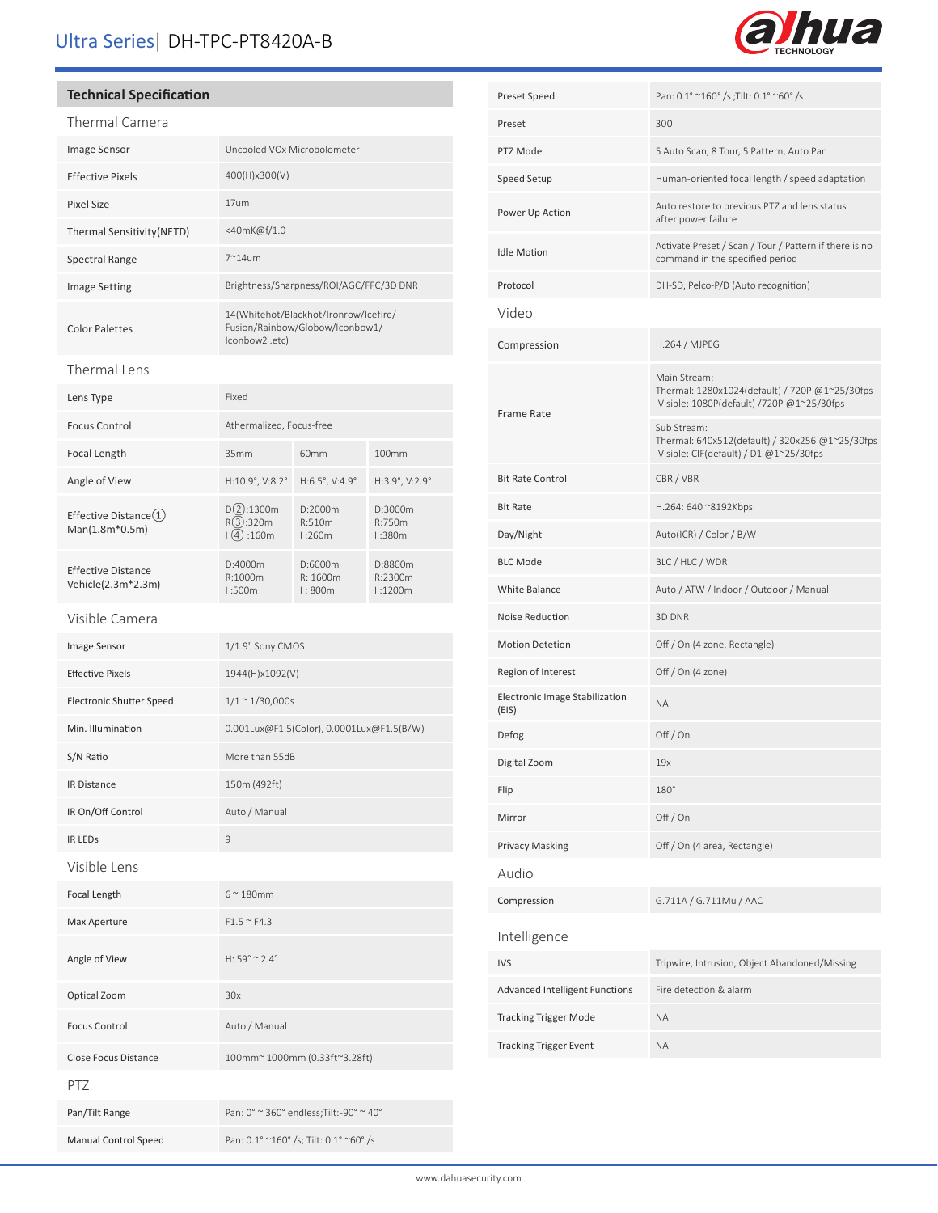## Technical Specification

### Thermal Camera

| | | | |
|---|---|---|---|
| Image Sensor | Uncooled VOx Microbolometer | | |
| Effective Pixels | 400(H)x300(V) | | |
| Pixel Size | 17um | | |
| Thermal Sensitivity(NETD) | <40mK@f/1.0 | | |
| Spectral Range | 7~14um | | |
| Image Setting | Brightness/Sharpness/ROI/AGC/FFC/3D DNR | | |
| Color Palettes | 14(Whitehot/Blackhot/Ironrow/Icefire/ Fusion/Rainbow/Globow/Iconbow1/ Iconbow2 .etc) | | |

### Thermal Lens

| | | | |
|---|---|---|---|
| Lens Type | Fixed | | |
| Focus Control | Athermalized, Focus-free | | |
| Focal Length | 35mm | 60mm | 100mm |
| Angle of View | H:10.9°, V:8.2° | H:6.5°, V:4.9° | H:3.9°, V:2.9° |
| Effective Distance① Man(1.8m*0.5m) | D②:1300m R③:320m I④:160m | D:2000m R:510m I:260m | D:3000m R:750m I:380m |
| Effective Distance Vehicle(2.3m*2.3m) | D:4000m R:1000m I:500m | D:6000m R: 1600m I: 800m | D:8800m R:2300m I:1200m |

### Visible Camera

| | |
|---|---|
| Image Sensor | 1/1.9" Sony CMOS |
| Effective Pixels | 1944(H)x1092(V) |
| Electronic Shutter Speed | 1/1 ~ 1/30,000s |
| Min. Illumination | 0.001Lux@F1.5(Color), 0.0001Lux@F1.5(B/W) |
| S/N Ratio | More than 55dB |
| IR Distance | 150m (492ft) |
| IR On/Off Control | Auto / Manual |
| IR LEDs | 9 |

### Visible Lens

| | |
|---|---|
| Focal Length | 6 ~ 180mm |
| Max Aperture | F1.5 ~ F4.3 |
| Angle of View | H: 59° ~ 2.4° |
| Optical Zoom | 30x |
| Focus Control | Auto / Manual |
| Close Focus Distance | 100mm~ 1000mm (0.33ft~3.28ft) |

### PTZ

| | |
|---|---|
| Pan/Tilt Range | Pan: 0° ~ 360° endless;Tilt:-90° ~ 40° |
| Manual Control Speed | Pan: 0.1° ~160° /s; Tilt: 0.1° ~60° /s |
| Preset Speed | Pan: 0.1° ~160° /s ;Tilt: 0.1° ~60° /s |
| Preset | 300 |
| PTZ Mode | 5 Auto Scan, 8 Tour, 5 Pattern, Auto Pan |
| Speed Setup | Human-oriented focal length / speed adaptation |
| Power Up Action | Auto restore to previous PTZ and lens status after power failure |
| Idle Motion | Activate Preset / Scan / Tour / Pattern if there is no command in the specified period |
| Protocol | DH-SD, Pelco-P/D (Auto recognition) |

### Video

| | |
|---|---|
| Compression | H.264 / MJPEG |
| Frame Rate | Main Stream: Thermal: 1280x1024(default) / 720P @1~25/30fps Visible: 1080P(default) /720P @1~25/30fps |
| | Sub Stream: Thermal: 640x512(default) / 320x256 @1~25/30fps Visible: CIF(default) / D1 @1~25/30fps |
| Bit Rate Control | CBR / VBR |
| Bit Rate | H.264: 640 ~8192Kbps |
| Day/Night | Auto(ICR) / Color / B/W |
| BLC Mode | BLC / HLC / WDR |
| White Balance | Auto / ATW / Indoor / Outdoor / Manual |
| Noise Reduction | 3D DNR |
| Motion Detetion | Off / On (4 zone, Rectangle) |
| Region of Interest | Off / On (4 zone) |
| Electronic Image Stabilization (EIS) | NA |
| Defog | Off / On |
| Digital Zoom | 19x |
| Flip | 180° |
| Mirror | Off / On |
| Privacy Masking | Off / On (4 area, Rectangle) |

### Audio

| | |
|---|---|
| Compression | G.711A / G.711Mu / AAC |

### Intelligence

| | |
|---|---|
| IVS | Tripwire, Intrusion, Object Abandoned/Missing |
| Advanced Intelligent Functions | Fire detection & alarm |
| Tracking Trigger Mode | NA |
| Tracking Trigger Event | NA |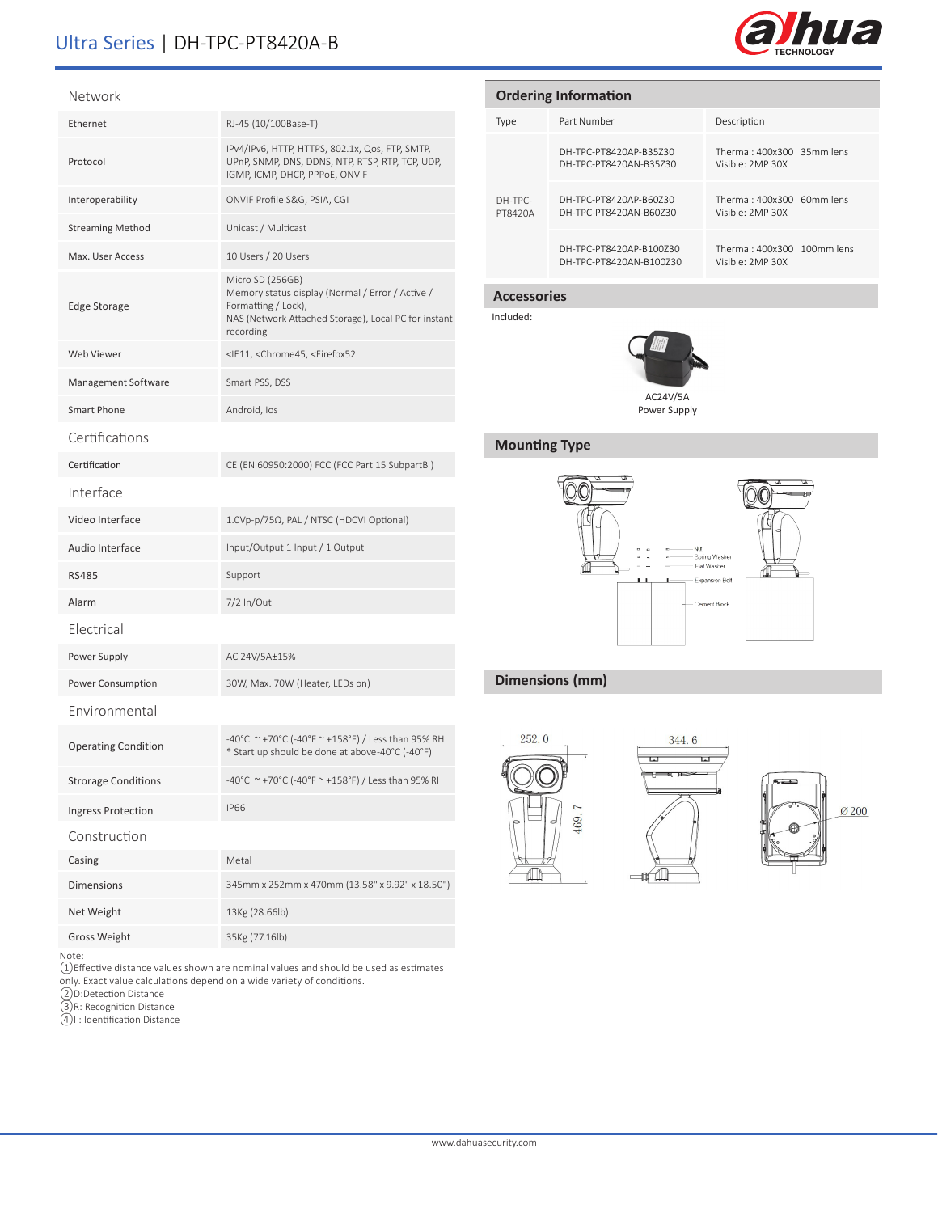# Ultra Series | DH-TPC-PT8420A-B

## Network

| | |
|---|---|
| Ethernet | RJ-45 (10/100Base-T) |
| Protocol | IPv4/IPv6, HTTP, HTTPS, 802.1x, Qos, FTP, SMTP, UPnP, SNMP, DNS, DDNS, NTP, RTSP, RTP, TCP, UDP, IGMP, ICMP, DHCP, PPPoE, ONVIF |
| Interoperability | ONVIF Profile S&G, PSIA, CGI |
| Streaming Method | Unicast / Multicast |
| Max. User Access | 10 Users / 20 Users |
| Edge Storage | Micro SD (256GB)<br>Memory status display (Normal / Error / Active / Formatting / Lock),<br>NAS (Network Attached Storage), Local PC for instant recording |
| Web Viewer | <IE11, <Chrome45, <Firefox52 |
| Management Software | Smart PSS, DSS |
| Smart Phone | Android, Ios |

## Certifications

| | |
|---|---|
| Certification | CE (EN 60950:2000) FCC (FCC Part 15 SubpartB ) |

## Interface

| | |
|---|---|
| Video Interface | 1.0Vp-p/75Ω, PAL / NTSC (HDCVI Optional) |
| Audio Interface | Input/Output 1 Input / 1 Output |
| RS485 | Support |
| Alarm | 7/2 In/Out |

## Electrical

| | |
|---|---|
| Power Supply | AC 24V/5A±15% |
| Power Consumption | 30W, Max. 70W (Heater, LEDs on) |

## Environmental

| | |
|---|---|
| Operating Condition | -40°C ~ +70°C (-40°F ~ +158°F) / Less than 95% RH<br>* Start up should be done at above-40°C (-40°F) |
| Strorage Conditions | -40°C ~ +70°C (-40°F ~ +158°F) / Less than 95% RH |
| Ingress Protection | IP66 |

## Construction

| | |
|---|---|
| Casing | Metal |
| Dimensions | 345mm x 252mm x 470mm (13.58" x 9.92" x 18.50") |
| Net Weight | 13Kg (28.66lb) |
| Gross Weight | 35Kg (77.16lb) |

Note:
①Effective distance values shown are nominal values and should be used as estimates only. Exact value calculations depend on a wide variety of conditions.
②D:Detection Distance
③R: Recognition Distance
④I : Identification Distance

## Ordering Information

| Type | Part Number | Description |
|---|---|---|
| DH-TPC-PT8420A | DH-TPC-PT8420AP-B35Z30<br>DH-TPC-PT8420AN-B35Z30 | Thermal: 400x300 35mm lens<br>Visible: 2MP 30X |
| | DH-TPC-PT8420AP-B60Z30<br>DH-TPC-PT8420AN-B60Z30 | Thermal: 400x300 60mm lens<br>Visible: 2MP 30X |
| | DH-TPC-PT8420AP-B100Z30<br>DH-TPC-PT8420AN-B100Z30 | Thermal: 400x300 100mm lens<br>Visible: 2MP 30X |

## Accessories

Included:

AC24V/5A
Power Supply

## Mounting Type

Nut
Spring Washer
Flat Washer
Expansion Bolt
Cement Block

## Dimensions (mm)

252.0
469.7
344.6
Ø200